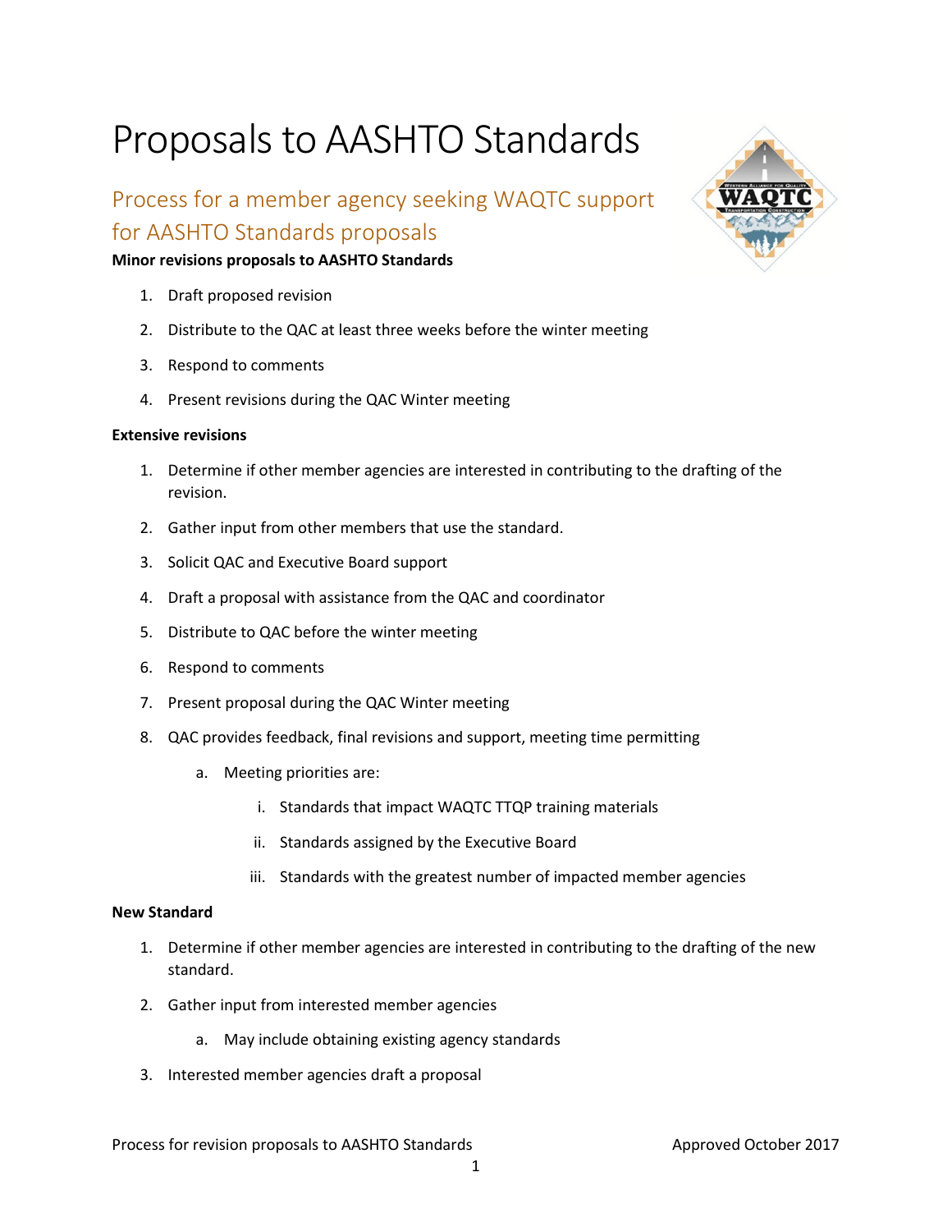# Proposals to AASHTO Standards

## Process for a member agency seeking WAQTC support for AASHTO Standards proposals

**Minor revisions proposals to AASHTO Standards**

1. Draft proposed revision
2. Distribute to the QAC at least three weeks before the winter meeting
3. Respond to comments
4. Present revisions during the QAC Winter meeting

**Extensive revisions**

1. Determine if other member agencies are interested in contributing to the drafting of the revision.
2. Gather input from other members that use the standard.
3. Solicit QAC and Executive Board support
4. Draft a proposal with assistance from the QAC and coordinator
5. Distribute to QAC before the winter meeting
6. Respond to comments
7. Present proposal during the QAC Winter meeting
8. QAC provides feedback, final revisions and support, meeting time permitting
   a. Meeting priorities are:
      i. Standards that impact WAQTC TTQP training materials
      ii. Standards assigned by the Executive Board
      iii. Standards with the greatest number of impacted member agencies

**New Standard**

1. Determine if other member agencies are interested in contributing to the drafting of the new standard.
2. Gather input from interested member agencies
   a. May include obtaining existing agency standards
3. Interested member agencies draft a proposal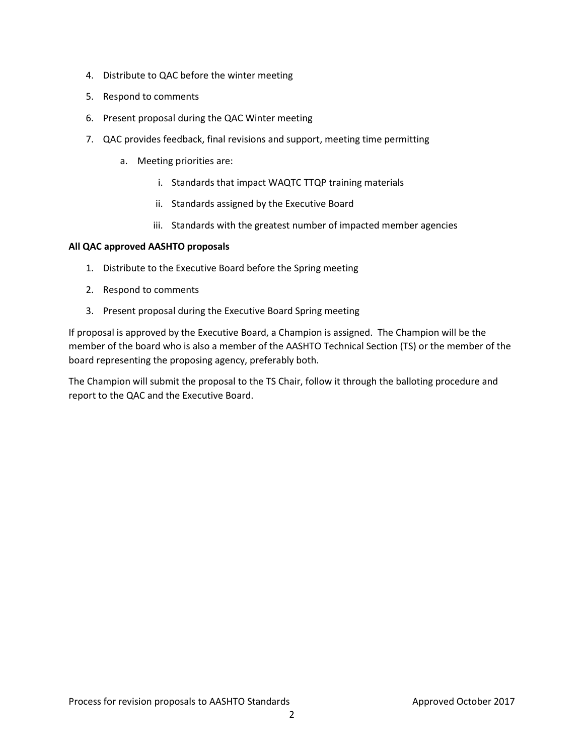4. Distribute to QAC before the winter meeting
5. Respond to comments
6. Present proposal during the QAC Winter meeting
7. QAC provides feedback, final revisions and support, meeting time permitting
    a. Meeting priorities are:
        i. Standards that impact WAQTC TTQP training materials
        ii. Standards assigned by the Executive Board
        iii. Standards with the greatest number of impacted member agencies

**All QAC approved AASHTO proposals**

1. Distribute to the Executive Board before the Spring meeting
2. Respond to comments
3. Present proposal during the Executive Board Spring meeting

If proposal is approved by the Executive Board, a Champion is assigned. The Champion will be the member of the board who is also a member of the AASHTO Technical Section (TS) or the member of the board representing the proposing agency, preferably both.

The Champion will submit the proposal to the TS Chair, follow it through the balloting procedure and report to the QAC and the Executive Board.